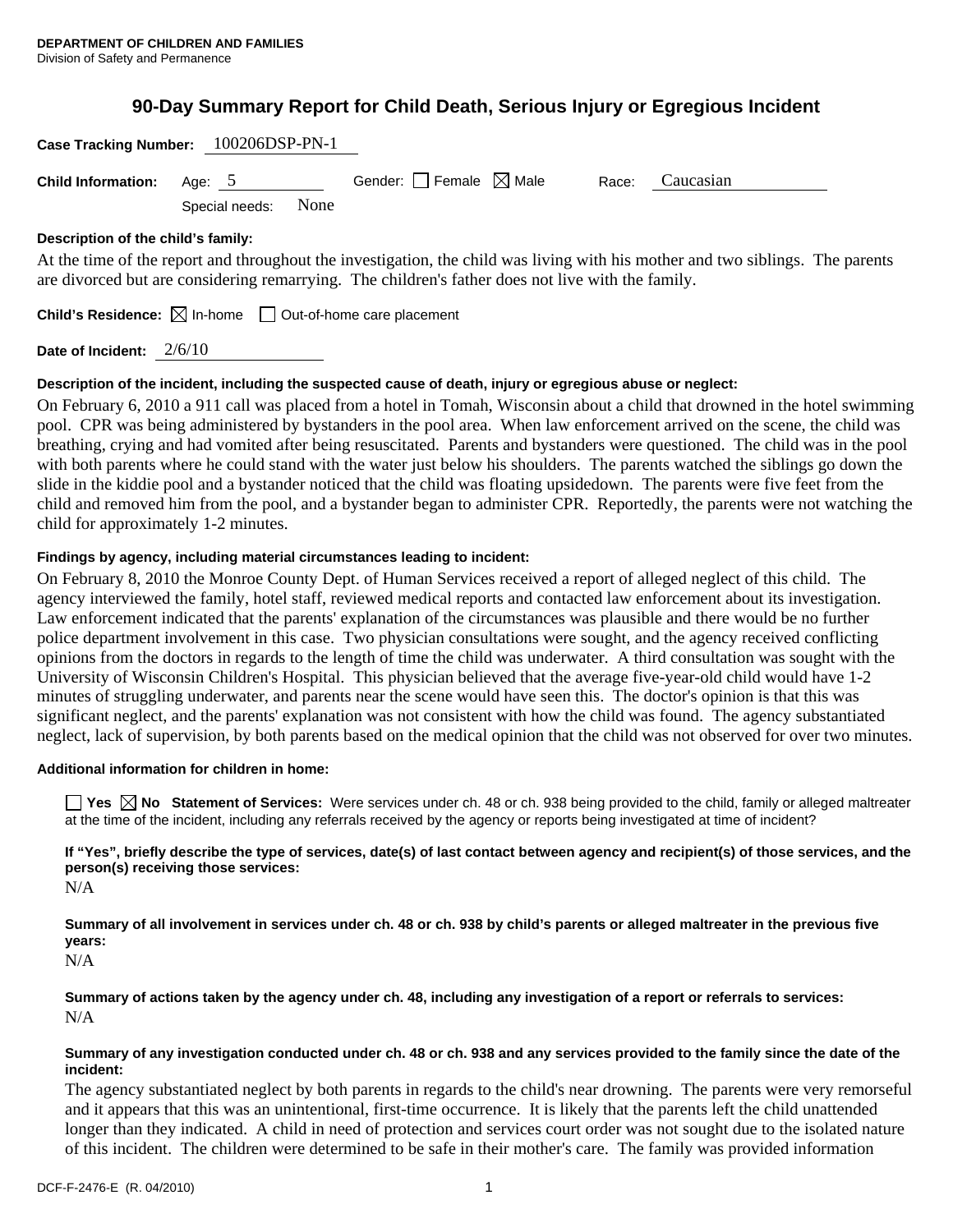**DEPARTMENT OF CHILDREN AND FAMILIES**
Division of Safety and Permanence

# 90-Day Summary Report for Child Death, Serious Injury or Egregious Incident

**Case Tracking Number:** 100206DSP-PN-1

**Child Information:** Age: 5 Gender: ☐ Female ☒ Male Race: Caucasian

Special needs: None

**Description of the child's family:**

At the time of the report and throughout the investigation, the child was living with his mother and two siblings. The parents are divorced but are considering remarrying. The children's father does not live with the family.

**Child's Residence:** ☒ In-home ☐ Out-of-home care placement

**Date of Incident:** 2/6/10

**Description of the incident, including the suspected cause of death, injury or egregious abuse or neglect:**

On February 6, 2010 a 911 call was placed from a hotel in Tomah, Wisconsin about a child that drowned in the hotel swimming pool. CPR was being administered by bystanders in the pool area. When law enforcement arrived on the scene, the child was breathing, crying and had vomited after being resuscitated. Parents and bystanders were questioned. The child was in the pool with both parents where he could stand with the water just below his shoulders. The parents watched the siblings go down the slide in the kiddie pool and a bystander noticed that the child was floating upsidedown. The parents were five feet from the child and removed him from the pool, and a bystander began to administer CPR. Reportedly, the parents were not watching the child for approximately 1-2 minutes.

**Findings by agency, including material circumstances leading to incident:**

On February 8, 2010 the Monroe County Dept. of Human Services received a report of alleged neglect of this child. The agency interviewed the family, hotel staff, reviewed medical reports and contacted law enforcement about its investigation. Law enforcement indicated that the parents' explanation of the circumstances was plausible and there would be no further police department involvement in this case. Two physician consultations were sought, and the agency received conflicting opinions from the doctors in regards to the length of time the child was underwater. A third consultation was sought with the University of Wisconsin Children's Hospital. This physician believed that the average five-year-old child would have 1-2 minutes of struggling underwater, and parents near the scene would have seen this. The doctor's opinion is that this was significant neglect, and the parents' explanation was not consistent with how the child was found. The agency substantiated neglect, lack of supervision, by both parents based on the medical opinion that the child was not observed for over two minutes.

**Additional information for children in home:**

☐ **Yes** ☒ **No** **Statement of Services:** Were services under ch. 48 or ch. 938 being provided to the child, family or alleged maltreater at the time of the incident, including any referrals received by the agency or reports being investigated at time of incident?

**If "Yes", briefly describe the type of services, date(s) of last contact between agency and recipient(s) of those services, and the person(s) receiving those services:**

N/A

**Summary of all involvement in services under ch. 48 or ch. 938 by child's parents or alleged maltreater in the previous five years:**

N/A

**Summary of actions taken by the agency under ch. 48, including any investigation of a report or referrals to services:**

N/A

**Summary of any investigation conducted under ch. 48 or ch. 938 and any services provided to the family since the date of the incident:**

The agency substantiated neglect by both parents in regards to the child's near drowning. The parents were very remorseful and it appears that this was an unintentional, first-time occurrence. It is likely that the parents left the child unattended longer than they indicated. A child in need of protection and services court order was not sought due to the isolated nature of this incident. The children were determined to be safe in their mother's care. The family was provided information

DCF-F-2476-E (R. 04/2010)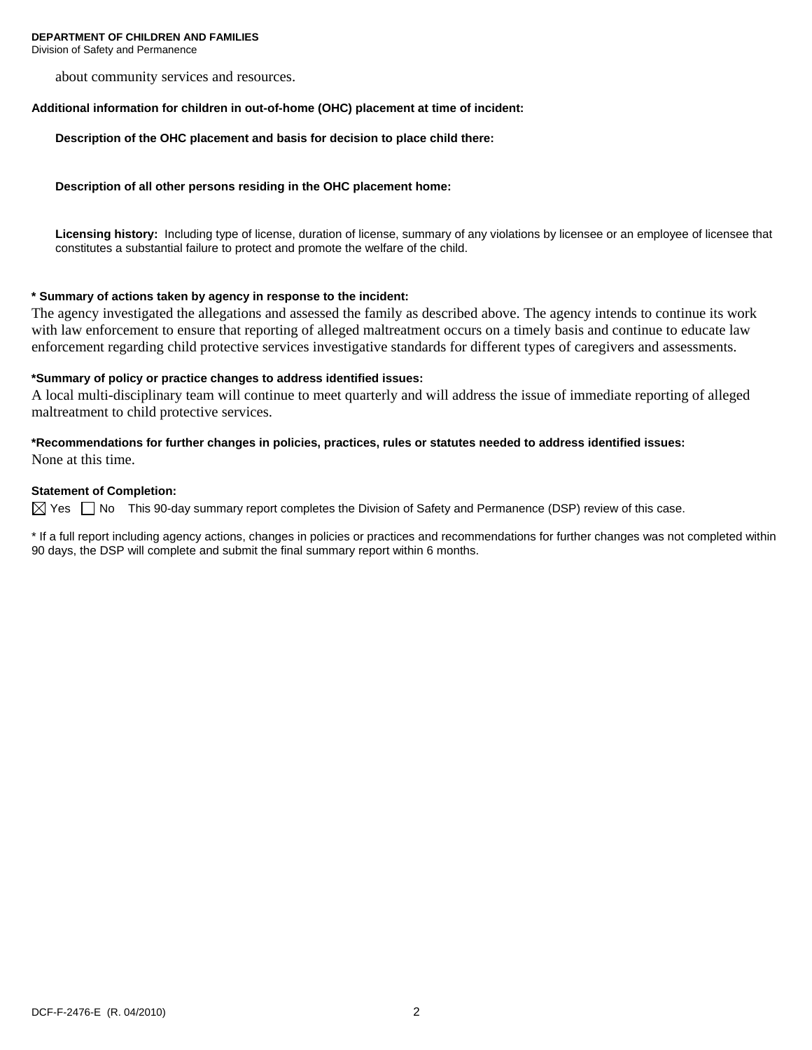about community services and resources.

**Additional information for children in out-of-home (OHC) placement at time of incident:**

**Description of the OHC placement and basis for decision to place child there:**

**Description of all other persons residing in the OHC placement home:**

**Licensing history:** Including type of license, duration of license, summary of any violations by licensee or an employee of licensee that constitutes a substantial failure to protect and promote the welfare of the child.

**\* Summary of actions taken by agency in response to the incident:**

The agency investigated the allegations and assessed the family as described above. The agency intends to continue its work with law enforcement to ensure that reporting of alleged maltreatment occurs on a timely basis and continue to educate law enforcement regarding child protective services investigative standards for different types of caregivers and assessments.

**\*Summary of policy or practice changes to address identified issues:**

A local multi-disciplinary team will continue to meet quarterly and will address the issue of immediate reporting of alleged maltreatment to child protective services.

**\*Recommendations for further changes in policies, practices, rules or statutes needed to address identified issues:**

None at this time.

**Statement of Completion:**

☒ Yes ☐ No This 90-day summary report completes the Division of Safety and Permanence (DSP) review of this case.

\* If a full report including agency actions, changes in policies or practices and recommendations for further changes was not completed within 90 days, the DSP will complete and submit the final summary report within 6 months.